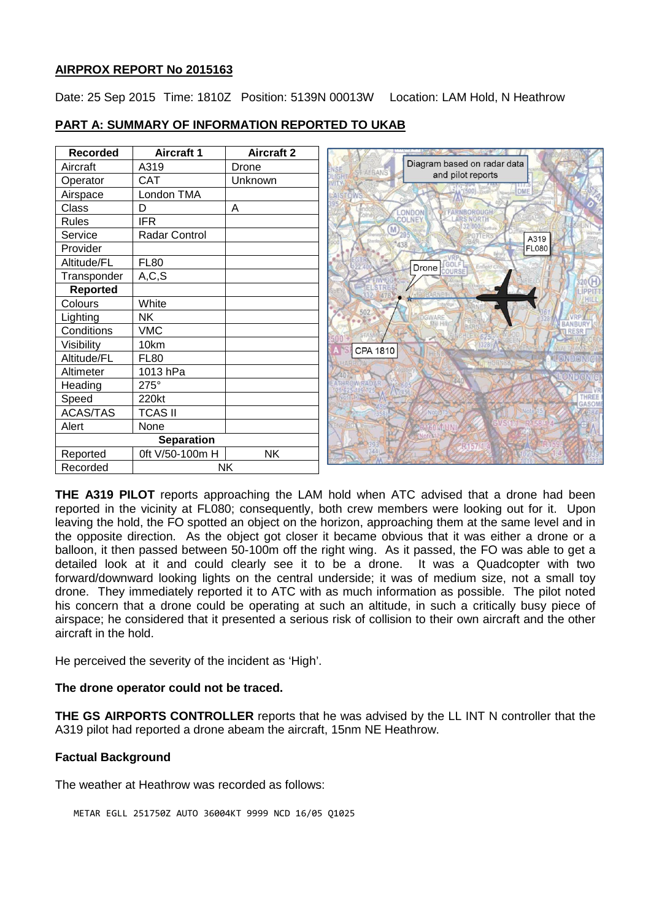**AIRPROX REPORT No 2015163**

Date: 25 Sep 2015 Time: 1810Z Position: 5139N 00013W Location: LAM Hold, N Heathrow

**PART A: SUMMARY OF INFORMATION REPORTED TO UKAB**

| Recorded | Aircraft 1 | Aircraft 2 |
|---|---|---|
| Aircraft | A319 | Drone |
| Operator | CAT | Unknown |
| Airspace | London TMA | |
| Class | D | A |
| Rules | IFR | |
| Service | Radar Control | |
| Provider | | |
| Altitude/FL | FL80 | |
| Transponder | A,C,S | |
| **Reported** | | |
| Colours | White | |
| Lighting | NK | |
| Conditions | VMC | |
| Visibility | 10km | |
| Altitude/FL | FL80 | |
| Altimeter | 1013 hPa | |
| Heading | 275° | |
| Speed | 220kt | |
| ACAS/TAS | TCAS II | |
| Alert | None | |
| **Separation** | | |
| Reported | 0ft V/50-100m H | NK |
| Recorded | NK | |

Diagram based on radar data and pilot reports

**THE A319 PILOT** reports approaching the LAM hold when ATC advised that a drone had been reported in the vicinity at FL080; consequently, both crew members were looking out for it. Upon leaving the hold, the FO spotted an object on the horizon, approaching them at the same level and in the opposite direction. As the object got closer it became obvious that it was either a drone or a balloon, it then passed between 50-100m off the right wing. As it passed, the FO was able to get a detailed look at it and could clearly see it to be a drone. It was a Quadcopter with two forward/downward looking lights on the central underside; it was of medium size, not a small toy drone. They immediately reported it to ATC with as much information as possible. The pilot noted his concern that a drone could be operating at such an altitude, in such a critically busy piece of airspace; he considered that it presented a serious risk of collision to their own aircraft and the other aircraft in the hold.

He perceived the severity of the incident as 'High'.

**The drone operator could not be traced.**

**THE GS AIRPORTS CONTROLLER** reports that he was advised by the LL INT N controller that the A319 pilot had reported a drone abeam the aircraft, 15nm NE Heathrow.

**Factual Background**

The weather at Heathrow was recorded as follows:

```
METAR EGLL 251750Z AUTO 36004KT 9999 NCD 16/05 Q1025
```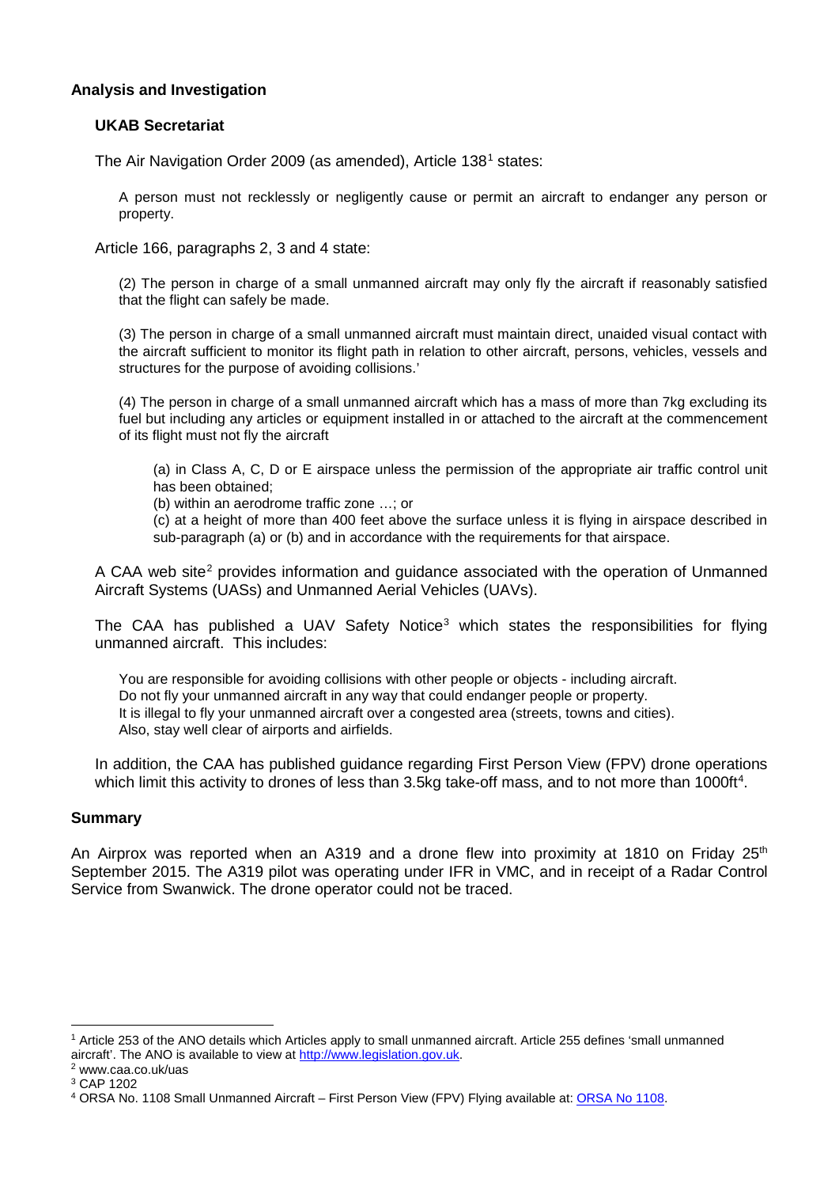## Analysis and Investigation

### UKAB Secretariat

The Air Navigation Order 2009 (as amended), Article 138[1] states:

> A person must not recklessly or negligently cause or permit an aircraft to endanger any person or property.

Article 166, paragraphs 2, 3 and 4 state:

> (2) The person in charge of a small unmanned aircraft may only fly the aircraft if reasonably satisfied that the flight can safely be made.
>
> (3) The person in charge of a small unmanned aircraft must maintain direct, unaided visual contact with the aircraft sufficient to monitor its flight path in relation to other aircraft, persons, vehicles, vessels and structures for the purpose of avoiding collisions.'
>
> (4) The person in charge of a small unmanned aircraft which has a mass of more than 7kg excluding its fuel but including any articles or equipment installed in or attached to the aircraft at the commencement of its flight must not fly the aircraft
>
> > (a) in Class A, C, D or E airspace unless the permission of the appropriate air traffic control unit has been obtained;
> > (b) within an aerodrome traffic zone …; or
> > (c) at a height of more than 400 feet above the surface unless it is flying in airspace described in sub-paragraph (a) or (b) and in accordance with the requirements for that airspace.

A CAA web site[2] provides information and guidance associated with the operation of Unmanned Aircraft Systems (UASs) and Unmanned Aerial Vehicles (UAVs).

The CAA has published a UAV Safety Notice[3] which states the responsibilities for flying unmanned aircraft. This includes:

> You are responsible for avoiding collisions with other people or objects - including aircraft.
> Do not fly your unmanned aircraft in any way that could endanger people or property.
> It is illegal to fly your unmanned aircraft over a congested area (streets, towns and cities).
> Also, stay well clear of airports and airfields.

In addition, the CAA has published guidance regarding First Person View (FPV) drone operations which limit this activity to drones of less than 3.5kg take-off mass, and to not more than 1000ft[4].

## Summary

An Airprox was reported when an A319 and a drone flew into proximity at 1810 on Friday 25th September 2015. The A319 pilot was operating under IFR in VMC, and in receipt of a Radar Control Service from Swanwick. The drone operator could not be traced.

---

[1] Article 253 of the ANO details which Articles apply to small unmanned aircraft. Article 255 defines 'small unmanned aircraft'. The ANO is available to view at http://www.legislation.gov.uk.

[2] www.caa.co.uk/uas

[3] CAP 1202

[4] ORSA No. 1108 Small Unmanned Aircraft – First Person View (FPV) Flying available at: ORSA No 1108.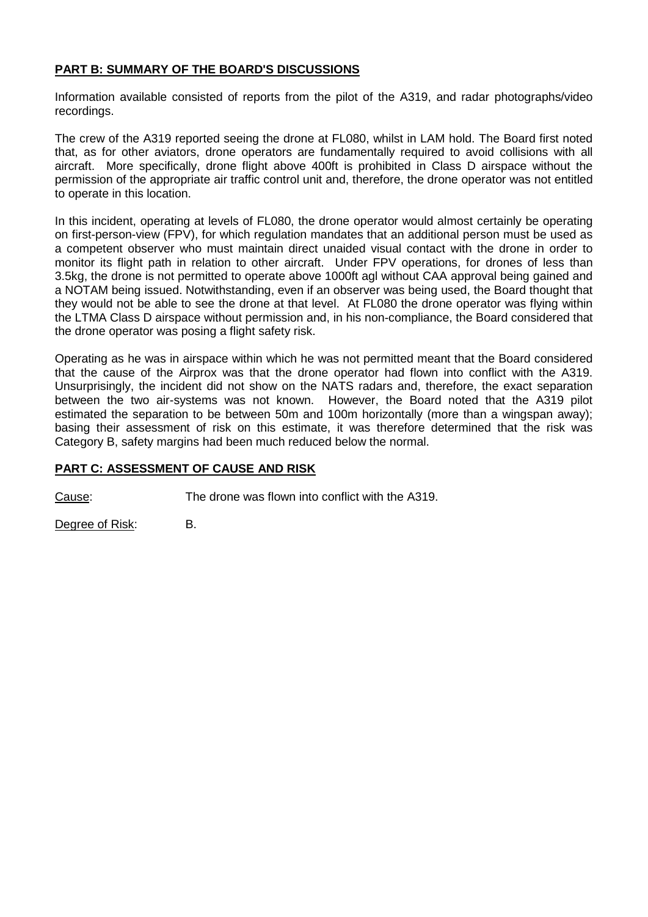## PART B: SUMMARY OF THE BOARD'S DISCUSSIONS

Information available consisted of reports from the pilot of the A319, and radar photographs/video recordings.

The crew of the A319 reported seeing the drone at FL080, whilst in LAM hold. The Board first noted that, as for other aviators, drone operators are fundamentally required to avoid collisions with all aircraft. More specifically, drone flight above 400ft is prohibited in Class D airspace without the permission of the appropriate air traffic control unit and, therefore, the drone operator was not entitled to operate in this location.

In this incident, operating at levels of FL080, the drone operator would almost certainly be operating on first-person-view (FPV), for which regulation mandates that an additional person must be used as a competent observer who must maintain direct unaided visual contact with the drone in order to monitor its flight path in relation to other aircraft. Under FPV operations, for drones of less than 3.5kg, the drone is not permitted to operate above 1000ft agl without CAA approval being gained and a NOTAM being issued. Notwithstanding, even if an observer was being used, the Board thought that they would not be able to see the drone at that level. At FL080 the drone operator was flying within the LTMA Class D airspace without permission and, in his non-compliance, the Board considered that the drone operator was posing a flight safety risk.

Operating as he was in airspace within which he was not permitted meant that the Board considered that the cause of the Airprox was that the drone operator had flown into conflict with the A319. Unsurprisingly, the incident did not show on the NATS radars and, therefore, the exact separation between the two air-systems was not known. However, the Board noted that the A319 pilot estimated the separation to be between 50m and 100m horizontally (more than a wingspan away); basing their assessment of risk on this estimate, it was therefore determined that the risk was Category B, safety margins had been much reduced below the normal.

## PART C: ASSESSMENT OF CAUSE AND RISK

Cause: The drone was flown into conflict with the A319.

Degree of Risk: B.